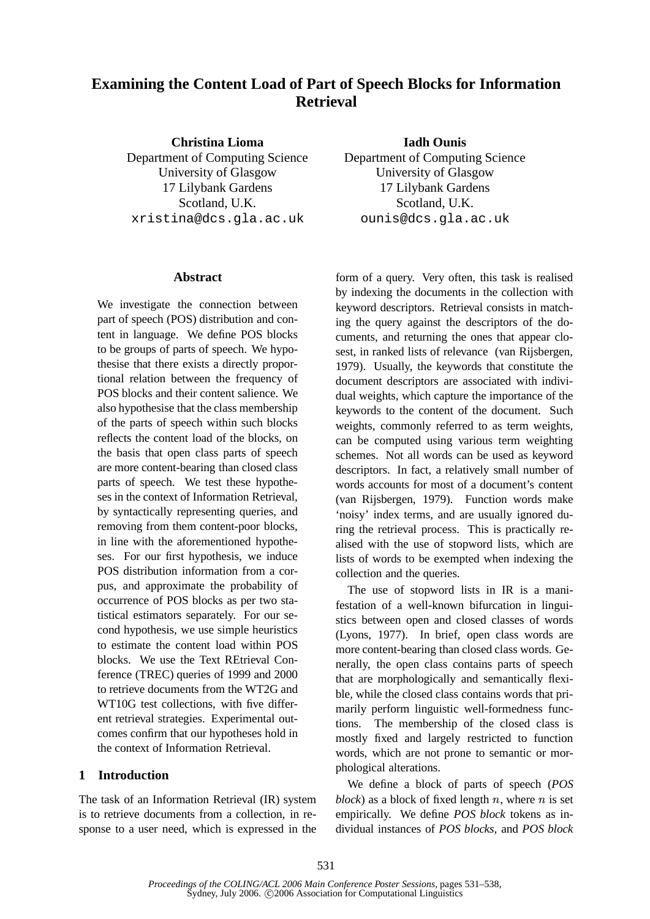# Examining the Content Load of Part of Speech Blocks for Information Retrieval

**Christina Lioma**
Department of Computing Science
University of Glasgow
17 Lilybank Gardens
Scotland, U.K.
xristina@dcs.gla.ac.uk

**Iadh Ounis**
Department of Computing Science
University of Glasgow
17 Lilybank Gardens
Scotland, U.K.
ounis@dcs.gla.ac.uk

## Abstract

We investigate the connection between part of speech (POS) distribution and content in language. We define POS blocks to be groups of parts of speech. We hypothesise that there exists a directly proportional relation between the frequency of POS blocks and their content salience. We also hypothesise that the class membership of the parts of speech within such blocks reflects the content load of the blocks, on the basis that open class parts of speech are more content-bearing than closed class parts of speech. We test these hypotheses in the context of Information Retrieval, by syntactically representing queries, and removing from them content-poor blocks, in line with the aforementioned hypotheses. For our first hypothesis, we induce POS distribution information from a corpus, and approximate the probability of occurrence of POS blocks as per two statistical estimators separately. For our second hypothesis, we use simple heuristics to estimate the content load within POS blocks. We use the Text REtrieval Conference (TREC) queries of 1999 and 2000 to retrieve documents from the WT2G and WT10G test collections, with five different retrieval strategies. Experimental outcomes confirm that our hypotheses hold in the context of Information Retrieval.

## 1 Introduction

The task of an Information Retrieval (IR) system is to retrieve documents from a collection, in response to a user need, which is expressed in the form of a query. Very often, this task is realised by indexing the documents in the collection with keyword descriptors. Retrieval consists in matching the query against the descriptors of the documents, and returning the ones that appear closest, in ranked lists of relevance (van Rijsbergen, 1979). Usually, the keywords that constitute the document descriptors are associated with individual weights, which capture the importance of the keywords to the content of the document. Such weights, commonly referred to as term weights, can be computed using various term weighting schemes. Not all words can be used as keyword descriptors. In fact, a relatively small number of words accounts for most of a document's content (van Rijsbergen, 1979). Function words make 'noisy' index terms, and are usually ignored during the retrieval process. This is practically realised with the use of stopword lists, which are lists of words to be exempted when indexing the collection and the queries.

The use of stopword lists in IR is a manifestation of a well-known bifurcation in linguistics between open and closed classes of words (Lyons, 1977). In brief, open class words are more content-bearing than closed class words. Generally, the open class contains parts of speech that are morphologically and semantically flexible, while the closed class contains words that primarily perform linguistic well-formedness functions. The membership of the closed class is mostly fixed and largely restricted to function words, which are not prone to semantic or morphological alterations.

We define a block of parts of speech (*POS block*) as a block of fixed length $n$, where $n$ is set empirically. We define *POS block* tokens as individual instances of *POS blocks*, and *POS block*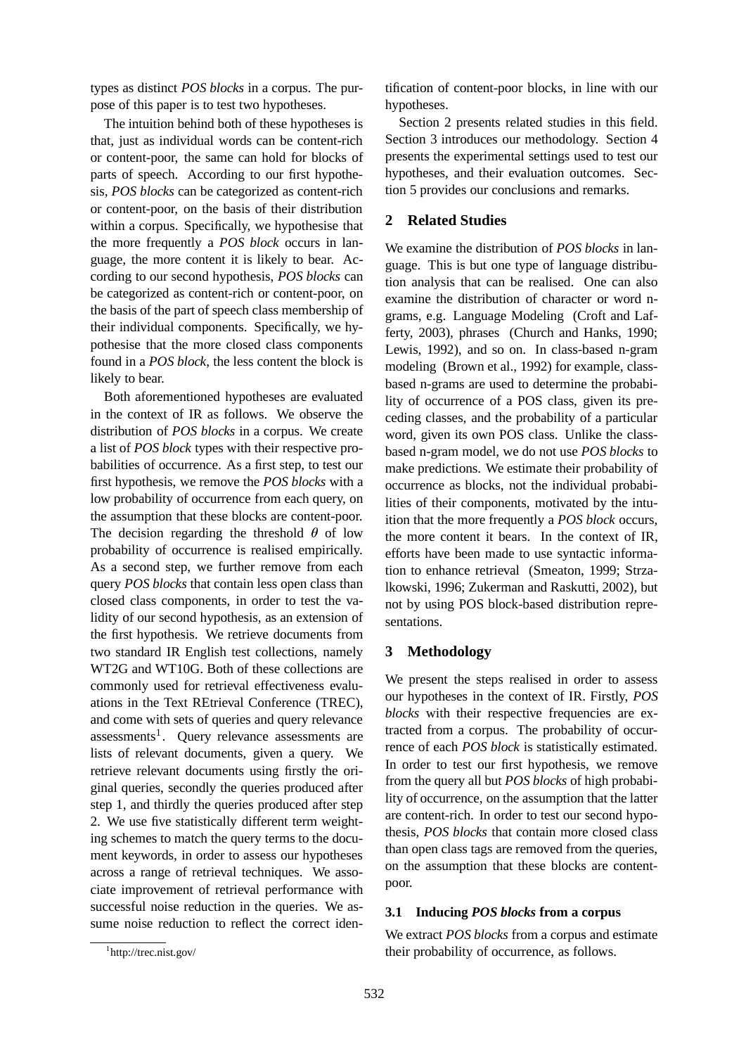types as distinct *POS blocks* in a corpus. The purpose of this paper is to test two hypotheses.

The intuition behind both of these hypotheses is that, just as individual words can be content-rich or content-poor, the same can hold for blocks of parts of speech. According to our first hypothesis, *POS blocks* can be categorized as content-rich or content-poor, on the basis of their distribution within a corpus. Specifically, we hypothesise that the more frequently a *POS block* occurs in language, the more content it is likely to bear. According to our second hypothesis, *POS blocks* can be categorized as content-rich or content-poor, on the basis of the part of speech class membership of their individual components. Specifically, we hypothesise that the more closed class components found in a *POS block*, the less content the block is likely to bear.

Both aforementioned hypotheses are evaluated in the context of IR as follows. We observe the distribution of *POS blocks* in a corpus. We create a list of *POS block* types with their respective probabilities of occurrence. As a first step, to test our first hypothesis, we remove the *POS blocks* with a low probability of occurrence from each query, on the assumption that these blocks are content-poor. The decision regarding the threshold $\theta$ of low probability of occurrence is realised empirically. As a second step, we further remove from each query *POS blocks* that contain less open class than closed class components, in order to test the validity of our second hypothesis, as an extension of the first hypothesis. We retrieve documents from two standard IR English test collections, namely WT2G and WT10G. Both of these collections are commonly used for retrieval effectiveness evaluations in the Text REtrieval Conference (TREC), and come with sets of queries and query relevance assessments[1]. Query relevance assessments are lists of relevant documents, given a query. We retrieve relevant documents using firstly the original queries, secondly the queries produced after step 1, and thirdly the queries produced after step 2. We use five statistically different term weighting schemes to match the query terms to the document keywords, in order to assess our hypotheses across a range of retrieval techniques. We associate improvement of retrieval performance with successful noise reduction in the queries. We assume noise reduction to reflect the correct identification of content-poor blocks, in line with our hypotheses.

Section 2 presents related studies in this field. Section 3 introduces our methodology. Section 4 presents the experimental settings used to test our hypotheses, and their evaluation outcomes. Section 5 provides our conclusions and remarks.

## 2 Related Studies

We examine the distribution of *POS blocks* in language. This is but one type of language distribution analysis that can be realised. One can also examine the distribution of character or word n-grams, e.g. Language Modeling (Croft and Lafferty, 2003), phrases (Church and Hanks, 1990; Lewis, 1992), and so on. In class-based n-gram modeling (Brown et al., 1992) for example, class-based n-grams are used to determine the probability of occurrence of a POS class, given its preceding classes, and the probability of a particular word, given its own POS class. Unlike the class-based n-gram model, we do not use *POS blocks* to make predictions. We estimate their probability of occurrence as blocks, not the individual probabilities of their components, motivated by the intuition that the more frequently a *POS block* occurs, the more content it bears. In the context of IR, efforts have been made to use syntactic information to enhance retrieval (Smeaton, 1999; Strzalkowski, 1996; Zukerman and Raskutti, 2002), but not by using POS block-based distribution representations.

## 3 Methodology

We present the steps realised in order to assess our hypotheses in the context of IR. Firstly, *POS blocks* with their respective frequencies are extracted from a corpus. The probability of occurrence of each *POS block* is statistically estimated. In order to test our first hypothesis, we remove from the query all but *POS blocks* of high probability of occurrence, on the assumption that the latter are content-rich. In order to test our second hypothesis, *POS blocks* that contain more closed class than open class tags are removed from the queries, on the assumption that these blocks are content-poor.

### 3.1 Inducing *POS blocks* from a corpus

We extract *POS blocks* from a corpus and estimate their probability of occurrence, as follows.

[1] http://trec.nist.gov/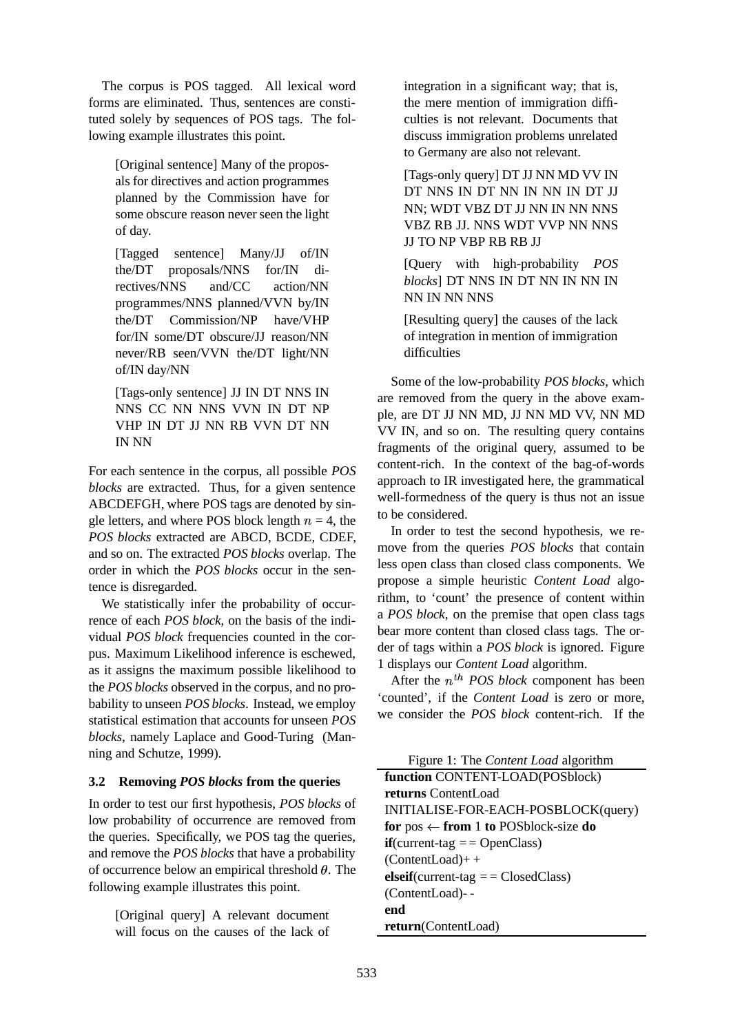The corpus is POS tagged. All lexical word forms are eliminated. Thus, sentences are constituted solely by sequences of POS tags. The following example illustrates this point.

> [Original sentence] Many of the proposals for directives and action programmes planned by the Commission have for some obscure reason never seen the light of day.
>
> [Tagged sentence] Many/JJ of/IN the/DT proposals/NNS for/IN directives/NNS and/CC action/NN programmes/NNS planned/VVN by/IN the/DT Commission/NP have/VHP for/IN some/DT obscure/JJ reason/NN never/RB seen/VVN the/DT light/NN of/IN day/NN
>
> [Tags-only sentence] JJ IN DT NNS IN NNS CC NN NNS VVN IN DT NP VHP IN DT JJ NN RB VVN DT NN IN NN

For each sentence in the corpus, all possible *POS blocks* are extracted. Thus, for a given sentence ABCDEFGH, where POS tags are denoted by single letters, and where POS block length $n$ = 4, the *POS blocks* extracted are ABCD, BCDE, CDEF, and so on. The extracted *POS blocks* overlap. The order in which the *POS blocks* occur in the sentence is disregarded.

We statistically infer the probability of occurrence of each *POS block*, on the basis of the individual *POS block* frequencies counted in the corpus. Maximum Likelihood inference is eschewed, as it assigns the maximum possible likelihood to the *POS blocks* observed in the corpus, and no probability to unseen *POS blocks*. Instead, we employ statistical estimation that accounts for unseen *POS blocks*, namely Laplace and Good-Turing (Manning and Schutze, 1999).

### 3.2 Removing *POS blocks* from the queries

In order to test our first hypothesis, *POS blocks* of low probability of occurrence are removed from the queries. Specifically, we POS tag the queries, and remove the *POS blocks* that have a probability of occurrence below an empirical threshold $\theta$. The following example illustrates this point.

> [Original query] A relevant document will focus on the causes of the lack of integration in a significant way; that is, the mere mention of immigration difficulties is not relevant. Documents that discuss immigration problems unrelated to Germany are also not relevant.
>
> [Tags-only query] DT JJ NN MD VV IN DT NNS IN DT NN IN NN IN DT JJ NN; WDT VBZ DT JJ NN IN NN NNS VBZ RB JJ. NNS WDT VVP NN NNS JJ TO NP VBP RB RB JJ
>
> [Query with high-probability *POS blocks*] DT NNS IN DT NN IN NN IN NN IN NN NNS
>
> [Resulting query] the causes of the lack of integration in mention of immigration difficulties

Some of the low-probability *POS blocks*, which are removed from the query in the above example, are DT JJ NN MD, JJ NN MD VV, NN MD VV IN, and so on. The resulting query contains fragments of the original query, assumed to be content-rich. In the context of the bag-of-words approach to IR investigated here, the grammatical well-formedness of the query is thus not an issue to be considered.

In order to test the second hypothesis, we remove from the queries *POS blocks* that contain less open class than closed class components. We propose a simple heuristic *Content Load* algorithm, to 'count' the presence of content within a *POS block*, on the premise that open class tags bear more content than closed class tags. The order of tags within a *POS block* is ignored. Figure 1 displays our *Content Load* algorithm.

After the $n^{th}$ *POS block* component has been 'counted', if the *Content Load* is zero or more, we consider the *POS block* content-rich. If the

Figure 1: The *Content Load* algorithm

```
function CONTENT-LOAD(POSblock)
returns ContentLoad
INITIALISE-FOR-EACH-POSBLOCK(query)
for pos ← from 1 to POSblock-size do
if(current-tag == OpenClass)
(ContentLoad)++
elseif(current-tag == ClosedClass)
(ContentLoad)--
end
return(ContentLoad)
```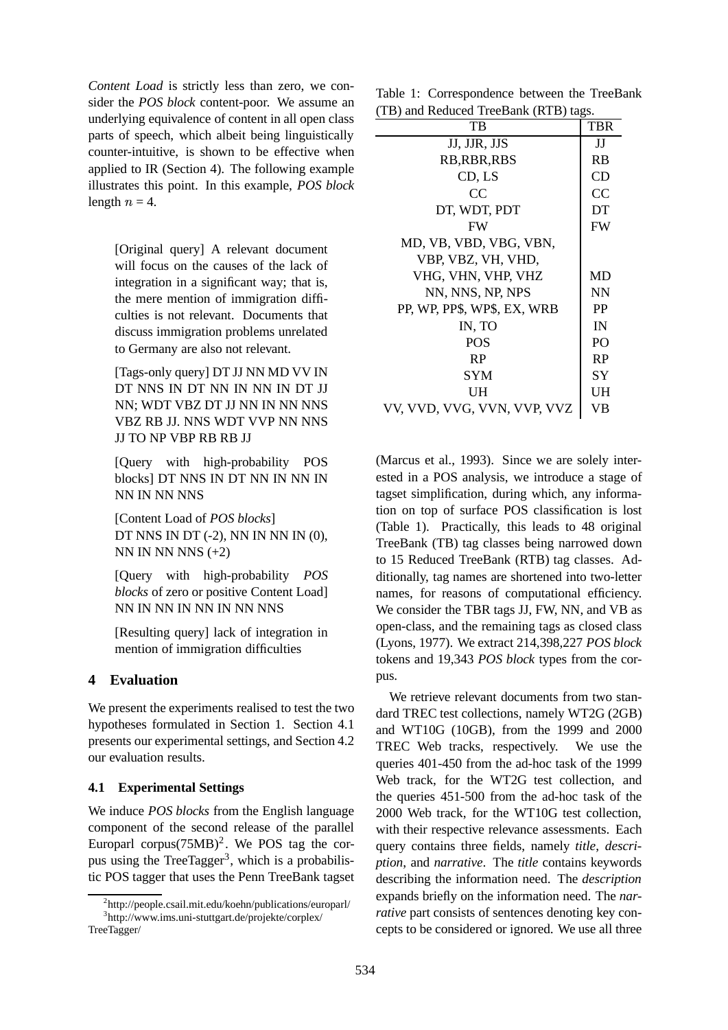*Content Load* is strictly less than zero, we consider the *POS block* content-poor. We assume an underlying equivalence of content in all open class parts of speech, which albeit being linguistically counter-intuitive, is shown to be effective when applied to IR (Section 4). The following example illustrates this point. In this example, *POS block* length $n$ = 4.

> [Original query] A relevant document will focus on the causes of the lack of integration in a significant way; that is, the mere mention of immigration difficulties is not relevant. Documents that discuss immigration problems unrelated to Germany are also not relevant.
>
> [Tags-only query] DT JJ NN MD VV IN DT NNS IN DT NN IN NN IN DT JJ NN; WDT VBZ DT JJ NN IN NN NNS VBZ RB JJ. NNS WDT VVP NN NNS JJ TO NP VBP RB RB JJ
>
> [Query with high-probability POS blocks] DT NNS IN DT NN IN NN IN NN IN NN NNS
>
> [Content Load of *POS blocks*]
> DT NNS IN DT (-2), NN IN NN IN (0), NN IN NN NNS (+2)
>
> [Query with high-probability *POS blocks* of zero or positive Content Load] NN IN NN IN NN IN NN NNS
>
> [Resulting query] lack of integration in mention of immigration difficulties

## 4 Evaluation

We present the experiments realised to test the two hypotheses formulated in Section 1. Section 4.1 presents our experimental settings, and Section 4.2 our evaluation results.

### 4.1 Experimental Settings

We induce *POS blocks* from the English language component of the second release of the parallel Europarl corpus(75MB)[2]. We POS tag the corpus using the TreeTagger[3], which is a probabilistic POS tagger that uses the Penn TreeBank tagset (Marcus et al., 1993). Since we are solely interested in a POS analysis, we introduce a stage of tagset simplification, during which, any information on top of surface POS classification is lost (Table 1). Practically, this leads to 48 original TreeBank (TB) tag classes being narrowed down to 15 Reduced TreeBank (RTB) tag classes. Additionally, tag names are shortened into two-letter names, for reasons of computational efficiency. We consider the TBR tags JJ, FW, NN, and VB as open-class, and the remaining tags as closed class (Lyons, 1977). We extract 214,398,227 *POS block* tokens and 19,343 *POS block* types from the corpus.

Table 1: Correspondence between the TreeBank (TB) and Reduced TreeBank (RTB) tags.

| TB | TBR |
|---|---|
| JJ, JJR, JJS | JJ |
| RB,RBR,RBS | RB |
| CD, LS | CD |
| CC | CC |
| DT, WDT, PDT | DT |
| FW | FW |
| MD, VB, VBD, VBG, VBN, VBP, VBZ, VH, VHD, VHG, VHN, VHP, VHZ | MD |
| NN, NNS, NP, NPS | NN |
| PP, WP, PP$, WP$, EX, WRB | PP |
| IN, TO | IN |
| POS | PO |
| RP | RP |
| SYM | SY |
| UH | UH |
| VV, VVD, VVG, VVN, VVP, VVZ | VB |

We retrieve relevant documents from two standard TREC test collections, namely WT2G (2GB) and WT10G (10GB), from the 1999 and 2000 TREC Web tracks, respectively. We use the queries 401-450 from the ad-hoc task of the 1999 Web track, for the WT2G test collection, and the queries 451-500 from the ad-hoc task of the 2000 Web track, for the WT10G test collection, with their respective relevance assessments. Each query contains three fields, namely *title*, *description*, and *narrative*. The *title* contains keywords describing the information need. The *description* expands briefly on the information need. The *narrative* part consists of sentences denoting key concepts to be considered or ignored. We use all three

[2] http://people.csail.mit.edu/koehn/publications/europarl/
[3] http://www.ims.uni-stuttgart.de/projekte/corplex/TreeTagger/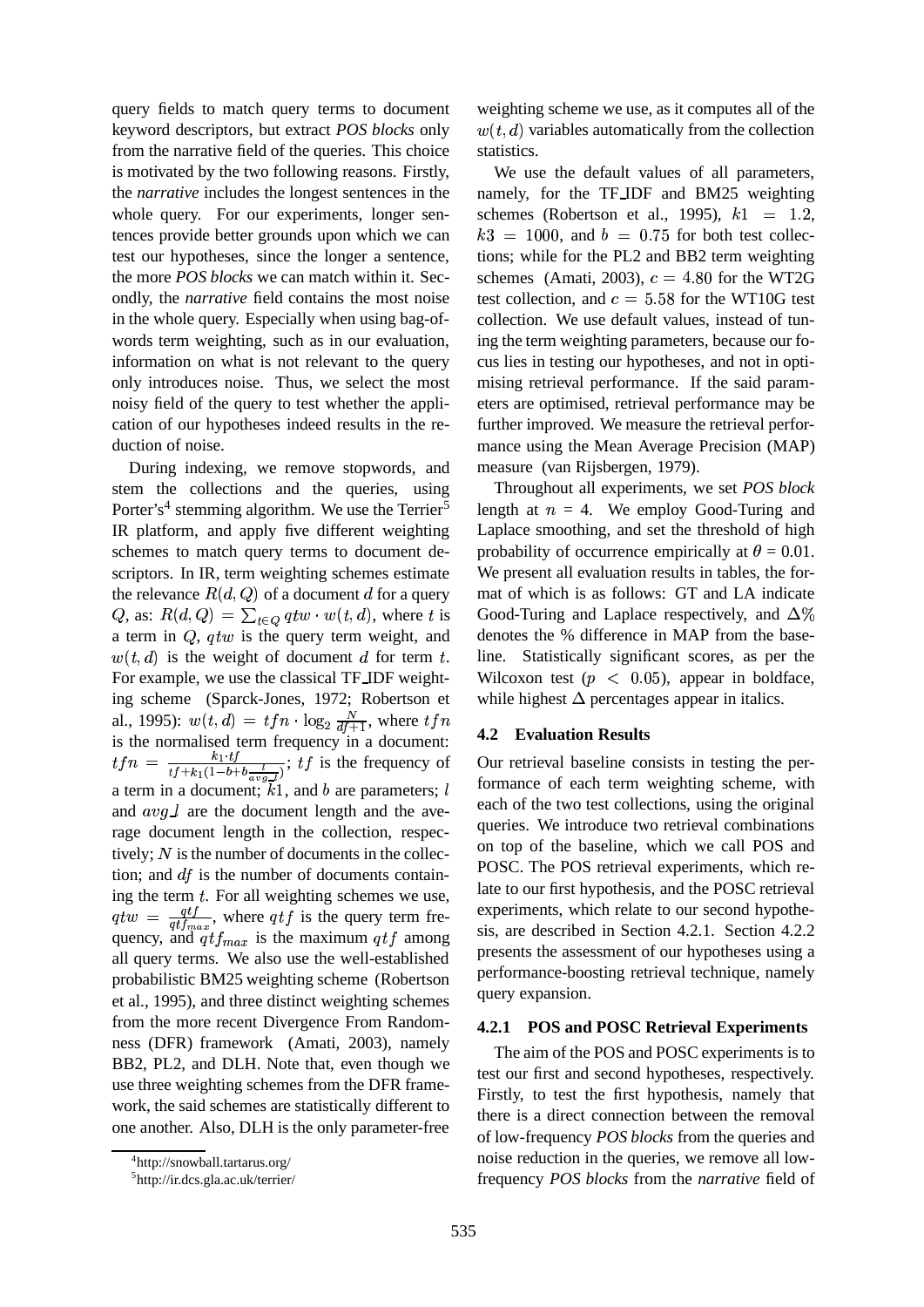query fields to match query terms to document keyword descriptors, but extract *POS blocks* only from the narrative field of the queries. This choice is motivated by the two following reasons. Firstly, the *narrative* includes the longest sentences in the whole query. For our experiments, longer sentences provide better grounds upon which we can test our hypotheses, since the longer a sentence, the more *POS blocks* we can match within it. Secondly, the *narrative* field contains the most noise in the whole query. Especially when using bag-of-words term weighting, such as in our evaluation, information on what is not relevant to the query only introduces noise. Thus, we select the most noisy field of the query to test whether the application of our hypotheses indeed results in the reduction of noise.

During indexing, we remove stopwords, and stem the collections and the queries, using Porter's[4] stemming algorithm. We use the Terrier[5] IR platform, and apply five different weighting schemes to match query terms to document descriptors. In IR, term weighting schemes estimate the relevance $R(d, Q)$ of a document $d$ for a query $Q$, as: $R(d, Q) = \sum_{t \in Q} qtw \cdot w(t, d)$, where $t$ is a term in $Q$, $qtw$ is the query term weight, and $w(t, d)$ is the weight of document $d$ for term $t$. For example, we use the classical TF_IDF weighting scheme (Sparck-Jones, 1972; Robertson et al., 1995): $w(t, d) = tfn \cdot \log_2 \frac{N}{df+1}$, where $tfn$ is the normalised term frequency in a document: $tfn = \frac{k_1 \cdot tf}{tf + k_1(1 - b + b\frac{l}{avg\_l})}$; $tf$ is the frequency of a term in a document; $k1$, and $b$ are parameters; $l$ and $avg\_l$ are the document length and the average document length in the collection, respectively; $N$ is the number of documents in the collection; and $df$ is the number of documents containing the term $t$. For all weighting schemes we use, $qtw = \frac{qtf}{qtf_{max}}$, where $qtf$ is the query term frequency, and $qtf_{max}$ is the maximum $qtf$ among all query terms. We also use the well-established probabilistic BM25 weighting scheme (Robertson et al., 1995), and three distinct weighting schemes from the more recent Divergence From Randomness (DFR) framework (Amati, 2003), namely BB2, PL2, and DLH. Note that, even though we use three weighting schemes from the DFR framework, the said schemes are statistically different to one another. Also, DLH is the only parameter-free weighting scheme we use, as it computes all of the $w(t, d)$ variables automatically from the collection statistics.

We use the default values of all parameters, namely, for the TF_IDF and BM25 weighting schemes (Robertson et al., 1995), $k1 = 1.2$, $k3 = 1000$, and $b = 0.75$ for both test collections; while for the PL2 and BB2 term weighting schemes (Amati, 2003), $c = 4.80$ for the WT2G test collection, and $c = 5.58$ for the WT10G test collection. We use default values, instead of tuning the term weighting parameters, because our focus lies in testing our hypotheses, and not in optimising retrieval performance. If the said parameters are optimised, retrieval performance may be further improved. We measure the retrieval performance using the Mean Average Precision (MAP) measure (van Rijsbergen, 1979).

Throughout all experiments, we set *POS block* length at $n = 4$. We employ Good-Turing and Laplace smoothing, and set the threshold of high probability of occurrence empirically at $\theta = 0.01$. We present all evaluation results in tables, the format of which is as follows: GT and LA indicate Good-Turing and Laplace respectively, and $\Delta\%$ denotes the % difference in MAP from the baseline. Statistically significant scores, as per the Wilcoxon test ($p < 0.05$), appear in boldface, while highest $\Delta$ percentages appear in italics.

### 4.2 Evaluation Results

Our retrieval baseline consists in testing the performance of each term weighting scheme, with each of the two test collections, using the original queries. We introduce two retrieval combinations on top of the baseline, which we call POS and POSC. The POS retrieval experiments, which relate to our first hypothesis, and the POSC retrieval experiments, which relate to our second hypothesis, are described in Section 4.2.1. Section 4.2.2 presents the assessment of our hypotheses using a performance-boosting retrieval technique, namely query expansion.

#### 4.2.1 POS and POSC Retrieval Experiments

The aim of the POS and POSC experiments is to test our first and second hypotheses, respectively. Firstly, to test the first hypothesis, namely that there is a direct connection between the removal of low-frequency *POS blocks* from the queries and noise reduction in the queries, we remove all low-frequency *POS blocks* from the *narrative* field of

[4] http://snowball.tartarus.org/

[5] http://ir.dcs.gla.ac.uk/terrier/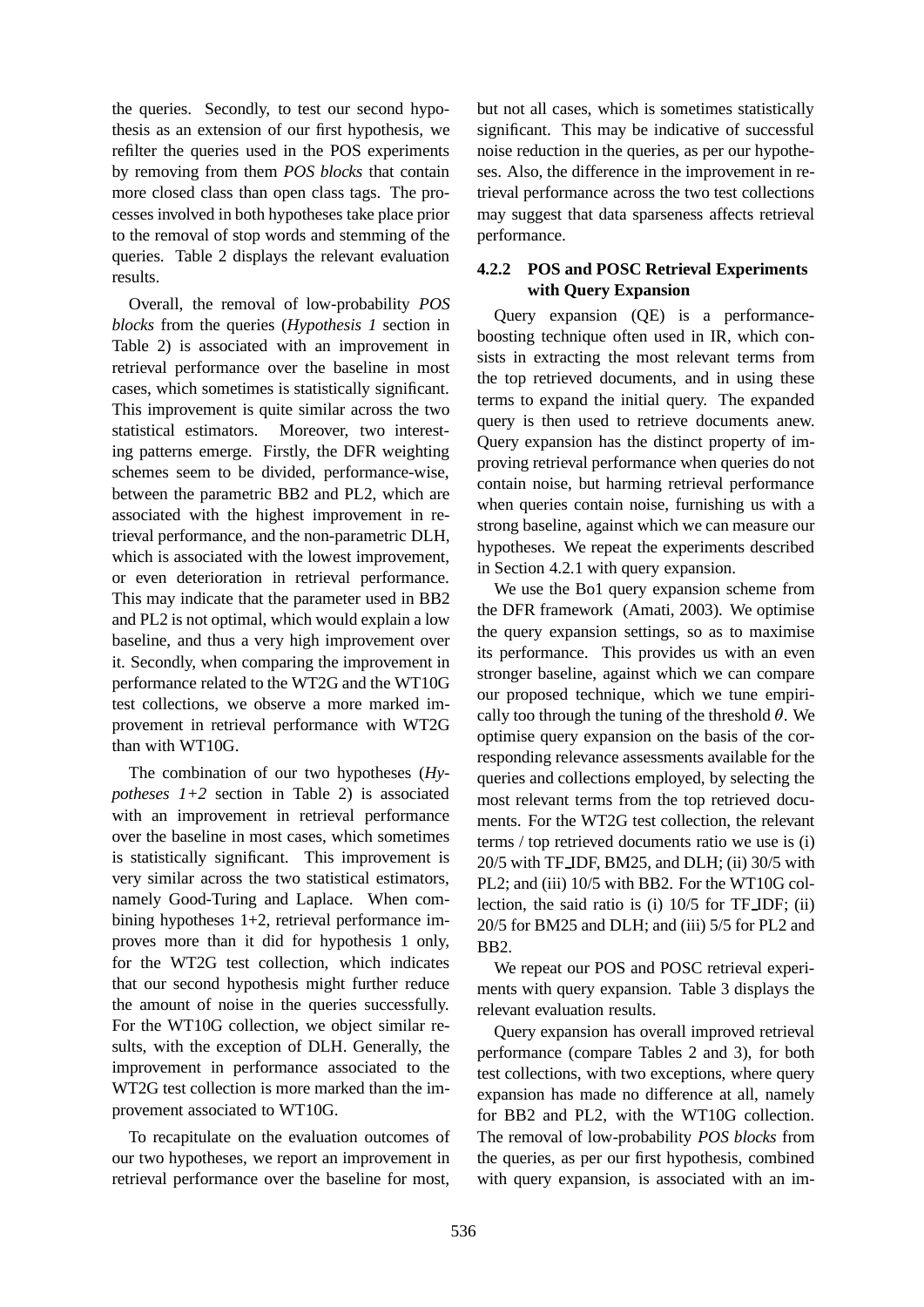the queries. Secondly, to test our second hypothesis as an extension of our first hypothesis, we refilter the queries used in the POS experiments by removing from them *POS blocks* that contain more closed class than open class tags. The processes involved in both hypotheses take place prior to the removal of stop words and stemming of the queries. Table 2 displays the relevant evaluation results.

Overall, the removal of low-probability *POS blocks* from the queries (*Hypothesis 1* section in Table 2) is associated with an improvement in retrieval performance over the baseline in most cases, which sometimes is statistically significant. This improvement is quite similar across the two statistical estimators. Moreover, two interesting patterns emerge. Firstly, the DFR weighting schemes seem to be divided, performance-wise, between the parametric BB2 and PL2, which are associated with the highest improvement in retrieval performance, and the non-parametric DLH, which is associated with the lowest improvement, or even deterioration in retrieval performance. This may indicate that the parameter used in BB2 and PL2 is not optimal, which would explain a low baseline, and thus a very high improvement over it. Secondly, when comparing the improvement in performance related to the WT2G and the WT10G test collections, we observe a more marked improvement in retrieval performance with WT2G than with WT10G.

The combination of our two hypotheses (*Hypotheses 1+2* section in Table 2) is associated with an improvement in retrieval performance over the baseline in most cases, which sometimes is statistically significant. This improvement is very similar across the two statistical estimators, namely Good-Turing and Laplace. When combining hypotheses 1+2, retrieval performance improves more than it did for hypothesis 1 only, for the WT2G test collection, which indicates that our second hypothesis might further reduce the amount of noise in the queries successfully. For the WT10G collection, we object similar results, with the exception of DLH. Generally, the improvement in performance associated to the WT2G test collection is more marked than the improvement associated to WT10G.

To recapitulate on the evaluation outcomes of our two hypotheses, we report an improvement in retrieval performance over the baseline for most, but not all cases, which is sometimes statistically significant. This may be indicative of successful noise reduction in the queries, as per our hypotheses. Also, the difference in the improvement in retrieval performance across the two test collections may suggest that data sparseness affects retrieval performance.

#### 4.2.2 POS and POSC Retrieval Experiments with Query Expansion

Query expansion (QE) is a performance-boosting technique often used in IR, which consists in extracting the most relevant terms from the top retrieved documents, and in using these terms to expand the initial query. The expanded query is then used to retrieve documents anew. Query expansion has the distinct property of improving retrieval performance when queries do not contain noise, but harming retrieval performance when queries contain noise, furnishing us with a strong baseline, against which we can measure our hypotheses. We repeat the experiments described in Section 4.2.1 with query expansion.

We use the Bo1 query expansion scheme from the DFR framework (Amati, 2003). We optimise the query expansion settings, so as to maximise its performance. This provides us with an even stronger baseline, against which we can compare our proposed technique, which we tune empirically too through the tuning of the threshold $\theta$. We optimise query expansion on the basis of the corresponding relevance assessments available for the queries and collections employed, by selecting the most relevant terms from the top retrieved documents. For the WT2G test collection, the relevant terms / top retrieved documents ratio we use is (i) 20/5 with TF_IDF, BM25, and DLH; (ii) 30/5 with PL2; and (iii) 10/5 with BB2. For the WT10G collection, the said ratio is (i) 10/5 for TF_IDF; (ii) 20/5 for BM25 and DLH; and (iii) 5/5 for PL2 and BB2.

We repeat our POS and POSC retrieval experiments with query expansion. Table 3 displays the relevant evaluation results.

Query expansion has overall improved retrieval performance (compare Tables 2 and 3), for both test collections, with two exceptions, where query expansion has made no difference at all, namely for BB2 and PL2, with the WT10G collection. The removal of low-probability *POS blocks* from the queries, as per our first hypothesis, combined with query expansion, is associated with an im-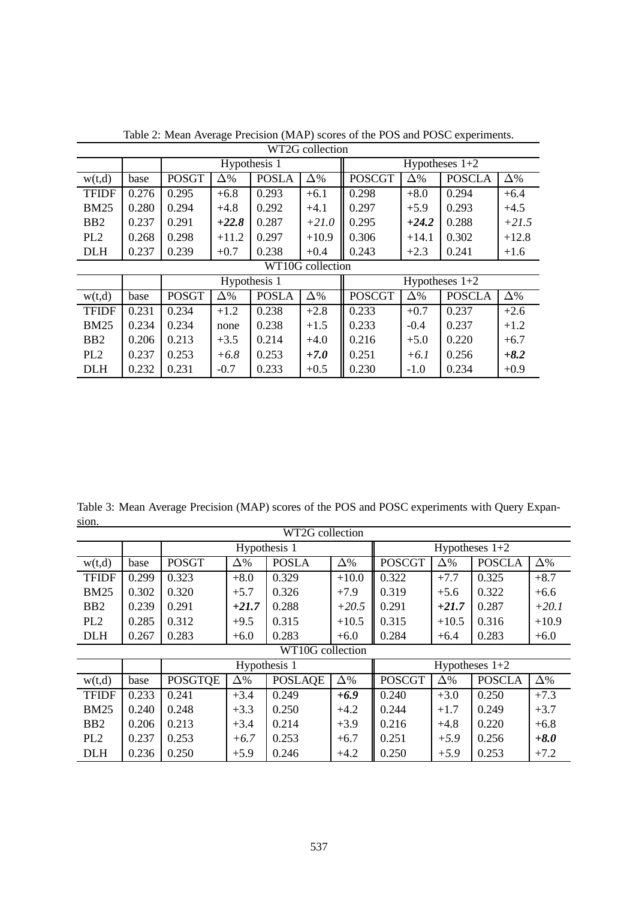Table 2: Mean Average Precision (MAP) scores of the POS and POSC experiments.

| WT2G collection | | | | | | | | | |
|---|---|---|---|---|---|---|---|---|---|
| | | Hypothesis 1 | | | | Hypotheses 1+2 | | | |
| w(t,d) | base | POSGT | Δ% | POSLA | Δ% | POSCGT | Δ% | POSCLA | Δ% |
| TFIDF | 0.276 | 0.295 | +6.8 | 0.293 | +6.1 | 0.298 | +8.0 | 0.294 | +6.4 |
| BM25 | 0.280 | 0.294 | +4.8 | 0.292 | +4.1 | 0.297 | +5.9 | 0.293 | +4.5 |
| BB2 | 0.237 | 0.291 | ***+22.8*** | 0.287 | *+21.0* | 0.295 | ***+24.2*** | 0.288 | *+21.5* |
| PL2 | 0.268 | 0.298 | +11.2 | 0.297 | +10.9 | 0.306 | +14.1 | 0.302 | +12.8 |
| DLH | 0.237 | 0.239 | +0.7 | 0.238 | +0.4 | 0.243 | +2.3 | 0.241 | +1.6 |
| **WT10G collection** | | | | | | | | | |
| | | Hypothesis 1 | | | | Hypotheses 1+2 | | | |
| w(t,d) | base | POSGT | Δ% | POSLA | Δ% | POSCGT | Δ% | POSCLA | Δ% |
| TFIDF | 0.231 | 0.234 | +1.2 | 0.238 | +2.8 | 0.233 | +0.7 | 0.237 | +2.6 |
| BM25 | 0.234 | 0.234 | none | 0.238 | +1.5 | 0.233 | -0.4 | 0.237 | +1.2 |
| BB2 | 0.206 | 0.213 | +3.5 | 0.214 | +4.0 | 0.216 | +5.0 | 0.220 | +6.7 |
| PL2 | 0.237 | 0.253 | *+6.8* | 0.253 | ***+7.0*** | 0.251 | *+6.1* | 0.256 | ***+8.2*** |
| DLH | 0.232 | 0.231 | -0.7 | 0.233 | +0.5 | 0.230 | -1.0 | 0.234 | +0.9 |

Table 3: Mean Average Precision (MAP) scores of the POS and POSC experiments with Query Expansion.

| WT2G collection | | | | | | | | | |
|---|---|---|---|---|---|---|---|---|---|
| | | Hypothesis 1 | | | | Hypotheses 1+2 | | | |
| w(t,d) | base | POSGT | Δ% | POSLA | Δ% | POSCGT | Δ% | POSCLA | Δ% |
| TFIDF | 0.299 | 0.323 | +8.0 | 0.329 | +10.0 | 0.322 | +7.7 | 0.325 | +8.7 |
| BM25 | 0.302 | 0.320 | +5.7 | 0.326 | +7.9 | 0.319 | +5.6 | 0.322 | +6.6 |
| BB2 | 0.239 | 0.291 | ***+21.7*** | 0.288 | *+20.5* | 0.291 | ***+21.7*** | 0.287 | *+20.1* |
| PL2 | 0.285 | 0.312 | +9.5 | 0.315 | +10.5 | 0.315 | +10.5 | 0.316 | +10.9 |
| DLH | 0.267 | 0.283 | +6.0 | 0.283 | +6.0 | 0.284 | +6.4 | 0.283 | +6.0 |
| **WT10G collection** | | | | | | | | | |
| | | Hypothesis 1 | | | | Hypotheses 1+2 | | | |
| w(t,d) | base | POSGTQE | Δ% | POSLAQE | Δ% | POSCGT | Δ% | POSCLA | Δ% |
| TFIDF | 0.233 | 0.241 | +3.4 | 0.249 | ***+6.9*** | 0.240 | +3.0 | 0.250 | +7.3 |
| BM25 | 0.240 | 0.248 | +3.3 | 0.250 | +4.2 | 0.244 | +1.7 | 0.249 | +3.7 |
| BB2 | 0.206 | 0.213 | +3.4 | 0.214 | +3.9 | 0.216 | +4.8 | 0.220 | +6.8 |
| PL2 | 0.237 | 0.253 | *+6.7* | 0.253 | +6.7 | 0.251 | *+5.9* | 0.256 | ***+8.0*** |
| DLH | 0.236 | 0.250 | +5.9 | 0.246 | +4.2 | 0.250 | *+5.9* | 0.253 | +7.2 |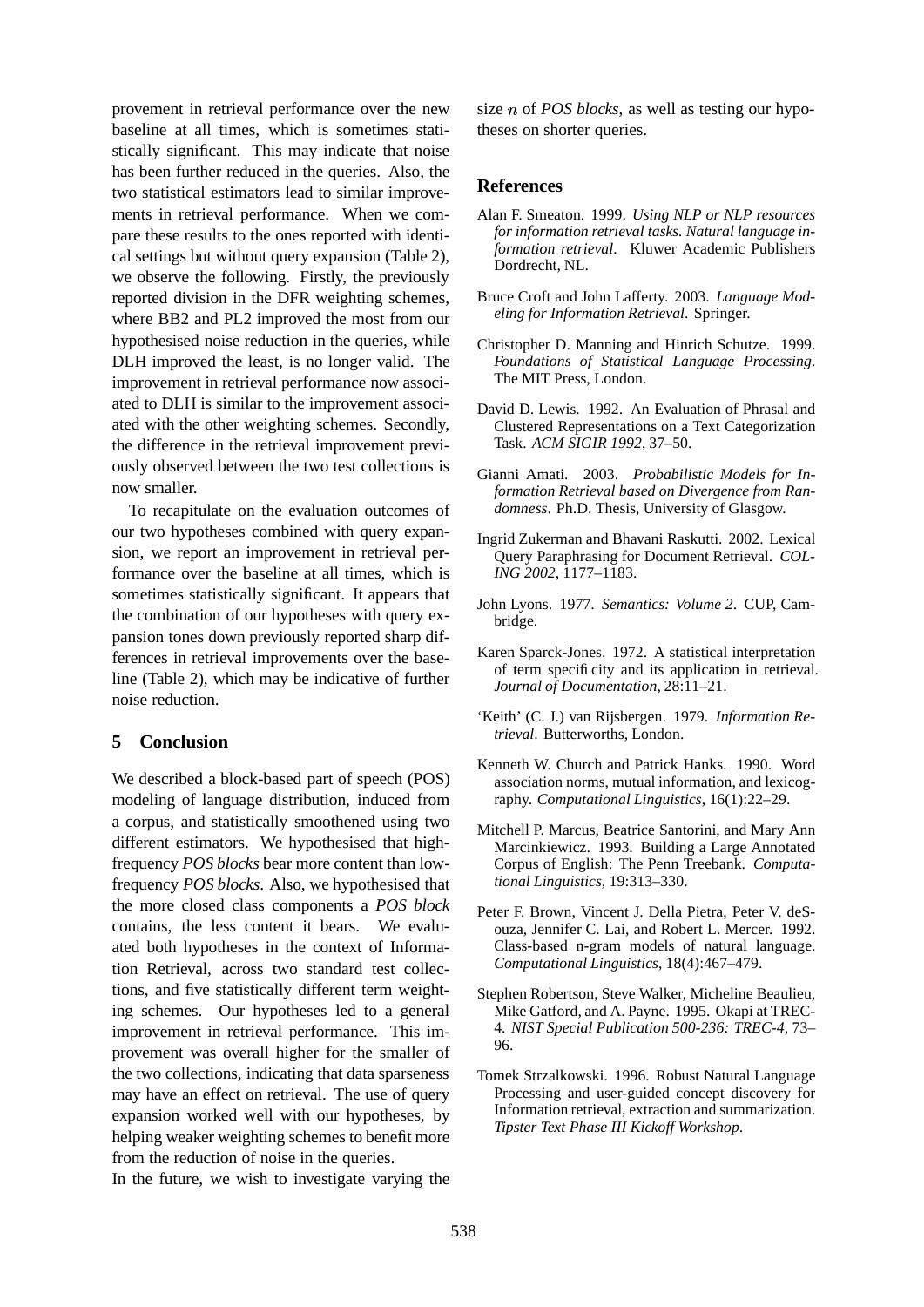provement in retrieval performance over the new baseline at all times, which is sometimes statistically significant. This may indicate that noise has been further reduced in the queries. Also, the two statistical estimators lead to similar improvements in retrieval performance. When we compare these results to the ones reported with identical settings but without query expansion (Table 2), we observe the following. Firstly, the previously reported division in the DFR weighting schemes, where BB2 and PL2 improved the most from our hypothesised noise reduction in the queries, while DLH improved the least, is no longer valid. The improvement in retrieval performance now associated to DLH is similar to the improvement associated with the other weighting schemes. Secondly, the difference in the retrieval improvement previously observed between the two test collections is now smaller.

To recapitulate on the evaluation outcomes of our two hypotheses combined with query expansion, we report an improvement in retrieval performance over the baseline at all times, which is sometimes statistically significant. It appears that the combination of our hypotheses with query expansion tones down previously reported sharp differences in retrieval improvements over the baseline (Table 2), which may be indicative of further noise reduction.

## 5 Conclusion

We described a block-based part of speech (POS) modeling of language distribution, induced from a corpus, and statistically smoothened using two different estimators. We hypothesised that high-frequency *POS blocks* bear more content than low-frequency *POS blocks*. Also, we hypothesised that the more closed class components a *POS block* contains, the less content it bears. We evaluated both hypotheses in the context of Information Retrieval, across two standard test collections, and five statistically different term weighting schemes. Our hypotheses led to a general improvement in retrieval performance. This improvement was overall higher for the smaller of the two collections, indicating that data sparseness may have an effect on retrieval. The use of query expansion worked well with our hypotheses, by helping weaker weighting schemes to benefit more from the reduction of noise in the queries.

In the future, we wish to investigate varying the size $n$ of *POS blocks*, as well as testing our hypotheses on shorter queries.

## References

Alan F. Smeaton. 1999. *Using NLP or NLP resources for information retrieval tasks. Natural language information retrieval*. Kluwer Academic Publishers Dordrecht, NL.

Bruce Croft and John Lafferty. 2003. *Language Modeling for Information Retrieval*. Springer.

Christopher D. Manning and Hinrich Schutze. 1999. *Foundations of Statistical Language Processing*. The MIT Press, London.

David D. Lewis. 1992. An Evaluation of Phrasal and Clustered Representations on a Text Categorization Task. *ACM SIGIR 1992*, 37–50.

Gianni Amati. 2003. *Probabilistic Models for Information Retrieval based on Divergence from Randomness*. Ph.D. Thesis, University of Glasgow.

Ingrid Zukerman and Bhavani Raskutti. 2002. Lexical Query Paraphrasing for Document Retrieval. *COLING 2002*, 1177–1183.

John Lyons. 1977. *Semantics: Volume 2*. CUP, Cambridge.

Karen Sparck-Jones. 1972. A statistical interpretation of term specificity and its application in retrieval. *Journal of Documentation*, 28:11–21.

'Keith' (C. J.) van Rijsbergen. 1979. *Information Retrieval*. Butterworths, London.

Kenneth W. Church and Patrick Hanks. 1990. Word association norms, mutual information, and lexicography. *Computational Linguistics*, 16(1):22–29.

Mitchell P. Marcus, Beatrice Santorini, and Mary Ann Marcinkiewicz. 1993. Building a Large Annotated Corpus of English: The Penn Treebank. *Computational Linguistics*, 19:313–330.

Peter F. Brown, Vincent J. Della Pietra, Peter V. deSouza, Jennifer C. Lai, and Robert L. Mercer. 1992. Class-based n-gram models of natural language. *Computational Linguistics*, 18(4):467–479.

Stephen Robertson, Steve Walker, Micheline Beaulieu, Mike Gatford, and A. Payne. 1995. Okapi at TREC-4. *NIST Special Publication 500-236: TREC-4*, 73–96.

Tomek Strzalkowski. 1996. Robust Natural Language Processing and user-guided concept discovery for Information retrieval, extraction and summarization. *Tipster Text Phase III Kickoff Workshop*.